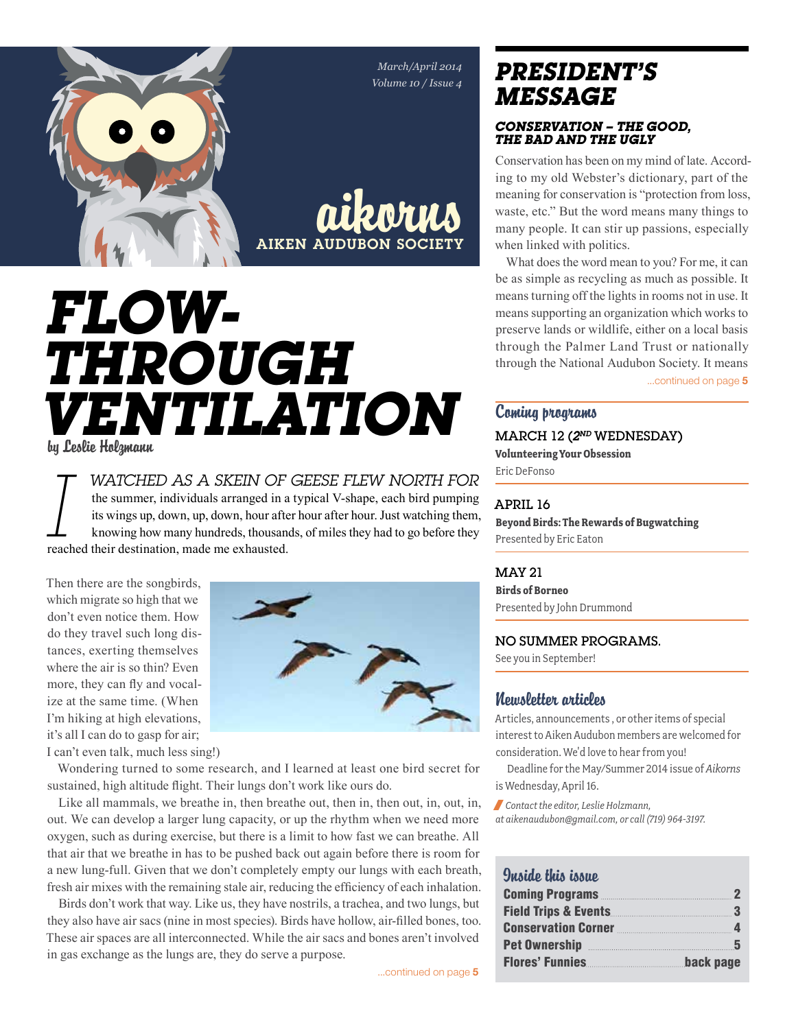March/April 2014
Volume 10 / Issue 4

# aikorns

AIKEN AUDUBON SOCIETY

# FLOW-THROUGH VENTILATION

by Leslie Holzmann

I WATCHED AS A SKEIN OF GEESE FLEW NORTH FOR the summer, individuals arranged in a typical V-shape, each bird pumping its wings up, down, up, down, hour after hour after hour. Just watching them, knowing how many hundreds, thousands, of miles they had to go before they reached their destination, made me exhausted.

Then there are the songbirds, which migrate so high that we don't even notice them. How do they travel such long distances, exerting themselves where the air is so thin? Even more, they can fly and vocalize at the same time. (When I'm hiking at high elevations, it's all I can do to gasp for air; I can't even talk, much less sing!)

Wondering turned to some research, and I learned at least one bird secret for sustained, high altitude flight. Their lungs don't work like ours do.

Like all mammals, we breathe in, then breathe out, then in, then out, in, out, in, out. We can develop a larger lung capacity, or up the rhythm when we need more oxygen, such as during exercise, but there is a limit to how fast we can breathe. All that air that we breathe in has to be pushed back out again before there is room for a new lung-full. Given that we don't completely empty our lungs with each breath, fresh air mixes with the remaining stale air, reducing the efficiency of each inhalation.

Birds don't work that way. Like us, they have nostrils, a trachea, and two lungs, but they also have air sacs (nine in most species). Birds have hollow, air-filled bones, too. These air spaces are all interconnected. While the air sacs and bones aren't involved in gas exchange as the lungs are, they do serve a purpose.

...continued on page **5**

## PRESIDENT'S MESSAGE

### CONSERVATION – THE GOOD, THE BAD AND THE UGLY

Conservation has been on my mind of late. According to my old Webster's dictionary, part of the meaning for conservation is "protection from loss, waste, etc." But the word means many things to many people. It can stir up passions, especially when linked with politics.

What does the word mean to you? For me, it can be as simple as recycling as much as possible. It means turning off the lights in rooms not in use. It means supporting an organization which works to preserve lands or wildlife, either on a local basis through the Palmer Land Trust or nationally through the National Audubon Society. It means

...continued on page **5**

## Coming programs

**MARCH 12 (2ND WEDNESDAY)**
**Volunteering Your Obsession**
Eric DeFonso

**APRIL 16**
**Beyond Birds: The Rewards of Bugwatching**
Presented by Eric Eaton

**MAY 21**
**Birds of Borneo**
Presented by John Drummond

**NO SUMMER PROGRAMS.**
See you in September!

## Newsletter articles

Articles, announcements , or other items of special interest to Aiken Audubon members are welcomed for consideration. We'd love to hear from you!

Deadline for the May/Summer 2014 issue of *Aikorns* is Wednesday, April 16.

*Contact the editor, Leslie Holzmann, at aikenaudubon@gmail.com, or call (719) 964-3197.*

## Inside this issue

| | |
|---|---|
| Coming Programs | 2 |
| Field Trips & Events | 3 |
| Conservation Corner | 4 |
| Pet Ownership | 5 |
| Flores' Funnies | back page |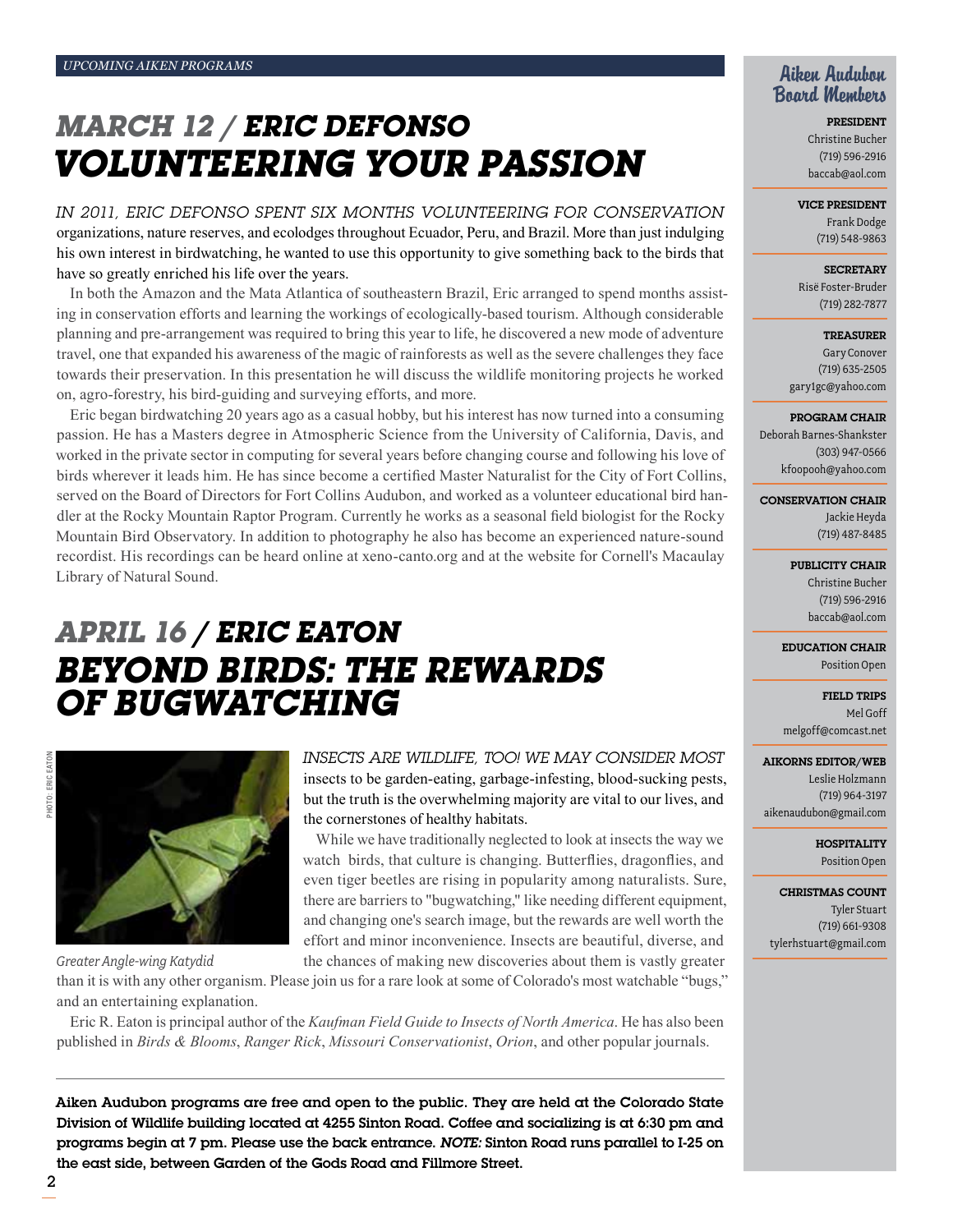*UPCOMING AIKEN PROGRAMS*

# *MARCH 12 / ERIC DEFONSO*
# *VOLUNTEERING YOUR PASSION*

*IN 2011, ERIC DEFONSO SPENT SIX MONTHS VOLUNTEERING FOR CONSERVATION* organizations, nature reserves, and ecolodges throughout Ecuador, Peru, and Brazil. More than just indulging his own interest in birdwatching, he wanted to use this opportunity to give something back to the birds that have so greatly enriched his life over the years.

In both the Amazon and the Mata Atlantica of southeastern Brazil, Eric arranged to spend months assisting in conservation efforts and learning the workings of ecologically-based tourism. Although considerable planning and pre-arrangement was required to bring this year to life, he discovered a new mode of adventure travel, one that expanded his awareness of the magic of rainforests as well as the severe challenges they face towards their preservation. In this presentation he will discuss the wildlife monitoring projects he worked on, agro-forestry, his bird-guiding and surveying efforts, and more.

Eric began birdwatching 20 years ago as a casual hobby, but his interest has now turned into a consuming passion. He has a Masters degree in Atmospheric Science from the University of California, Davis, and worked in the private sector in computing for several years before changing course and following his love of birds wherever it leads him. He has since become a certified Master Naturalist for the City of Fort Collins, served on the Board of Directors for Fort Collins Audubon, and worked as a volunteer educational bird handler at the Rocky Mountain Raptor Program. Currently he works as a seasonal field biologist for the Rocky Mountain Bird Observatory. In addition to photography he also has become an experienced nature-sound recordist. His recordings can be heard online at xeno-canto.org and at the website for Cornell's Macaulay Library of Natural Sound.

# *APRIL 16 / ERIC EATON*
# *BEYOND BIRDS: THE REWARDS OF BUGWATCHING*

PHOTO: ERIC EATON

*Greater Angle-wing Katydid*

*INSECTS ARE WILDLIFE, TOO! WE MAY CONSIDER MOST* insects to be garden-eating, garbage-infesting, blood-sucking pests, but the truth is the overwhelming majority are vital to our lives, and the cornerstones of healthy habitats.

While we have traditionally neglected to look at insects the way we watch birds, that culture is changing. Butterflies, dragonflies, and even tiger beetles are rising in popularity among naturalists. Sure, there are barriers to "bugwatching," like needing different equipment, and changing one's search image, but the rewards are well worth the effort and minor inconvenience. Insects are beautiful, diverse, and the chances of making new discoveries about them is vastly greater than it is with any other organism. Please join us for a rare look at some of Colorado's most watchable "bugs," and an entertaining explanation.

Eric R. Eaton is principal author of the *Kaufman Field Guide to Insects of North America*. He has also been published in *Birds & Blooms*, *Ranger Rick*, *Missouri Conservationist*, *Orion*, and other popular journals.

---

**Aiken Audubon programs are free and open to the public. They are held at the Colorado State Division of Wildlife building located at 4255 Sinton Road. Coffee and socializing is at 6:30 pm and programs begin at 7 pm. Please use the back entrance. *NOTE:* Sinton Road runs parallel to I-25 on the east side, between Garden of the Gods Road and Fillmore Street.**

## Aiken Audubon Board Members

**PRESIDENT**
Christine Bucher
(719) 596-2916
baccab@aol.com

**VICE PRESIDENT**
Frank Dodge
(719) 548-9863

**SECRETARY**
Risë Foster-Bruder
(719) 282-7877

**TREASURER**
Gary Conover
(719) 635-2505
gary1gc@yahoo.com

**PROGRAM CHAIR**
Deborah Barnes-Shankster
(303) 947-0566
kfoopooh@yahoo.com

**CONSERVATION CHAIR**
Jackie Heyda
(719) 487-8485

**PUBLICITY CHAIR**
Christine Bucher
(719) 596-2916
baccab@aol.com

**EDUCATION CHAIR**
Position Open

**FIELD TRIPS**
Mel Goff
melgoff@comcast.net

**AIKORNS EDITOR/WEB**
Leslie Holzmann
(719) 964-3197
aikenaudubon@gmail.com

**HOSPITALITY**
Position Open

**CHRISTMAS COUNT**
Tyler Stuart
(719) 661-9308
tylerhstuart@gmail.com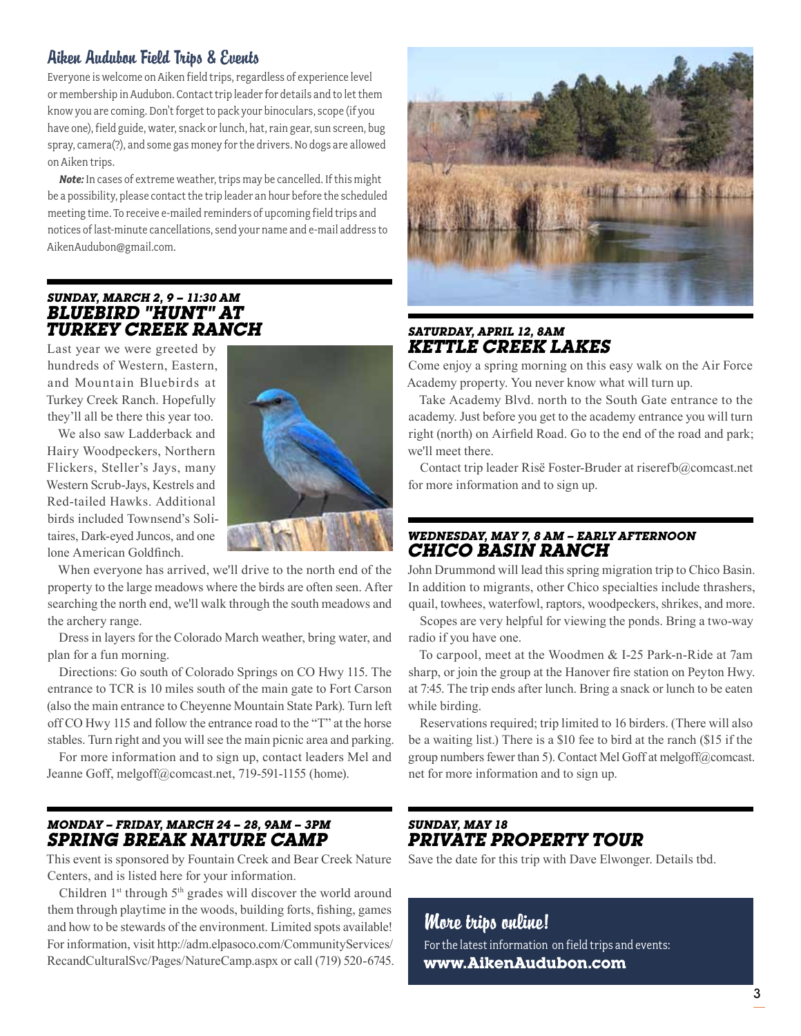## Aiken Audubon Field Trips & Events

Everyone is welcome on Aiken field trips, regardless of experience level or membership in Audubon. Contact trip leader for details and to let them know you are coming. Don't forget to pack your binoculars, scope (if you have one), field guide, water, snack or lunch, hat, rain gear, sun screen, bug spray, camera(?), and some gas money for the drivers. No dogs are allowed on Aiken trips.

***Note:*** In cases of extreme weather, trips may be cancelled. If this might be a possibility, please contact the trip leader an hour before the scheduled meeting time. To receive e-mailed reminders of upcoming field trips and notices of last-minute cancellations, send your name and e-mail address to AikenAudubon@gmail.com.

### *SUNDAY, MARCH 2, 9 – 11:30 AM*
### *BLUEBIRD "HUNT" AT TURKEY CREEK RANCH*

Last year we were greeted by hundreds of Western, Eastern, and Mountain Bluebirds at Turkey Creek Ranch. Hopefully they'll all be there this year too.

We also saw Ladderback and Hairy Woodpeckers, Northern Flickers, Steller's Jays, many Western Scrub-Jays, Kestrels and Red-tailed Hawks. Additional birds included Townsend's Solitaires, Dark-eyed Juncos, and one lone American Goldfinch.

When everyone has arrived, we'll drive to the north end of the property to the large meadows where the birds are often seen. After searching the north end, we'll walk through the south meadows and the archery range.

Dress in layers for the Colorado March weather, bring water, and plan for a fun morning.

Directions: Go south of Colorado Springs on CO Hwy 115. The entrance to TCR is 10 miles south of the main gate to Fort Carson (also the main entrance to Cheyenne Mountain State Park). Turn left off CO Hwy 115 and follow the entrance road to the "T" at the horse stables. Turn right and you will see the main picnic area and parking.

For more information and to sign up, contact leaders Mel and Jeanne Goff, melgoff@comcast.net, 719-591-1155 (home).

### *MONDAY – FRIDAY, MARCH 24 – 28, 9AM – 3PM*
### *SPRING BREAK NATURE CAMP*

This event is sponsored by Fountain Creek and Bear Creek Nature Centers, and is listed here for your information.

Children 1st through 5th grades will discover the world around them through playtime in the woods, building forts, fishing, games and how to be stewards of the environment. Limited spots available! For information, visit http://adm.elpasoco.com/CommunityServices/RecandCulturalSvc/Pages/NatureCamp.aspx or call (719) 520-6745.

### *SATURDAY, APRIL 12, 8AM*
### *KETTLE CREEK LAKES*

Come enjoy a spring morning on this easy walk on the Air Force Academy property. You never know what will turn up.

Take Academy Blvd. north to the South Gate entrance to the academy. Just before you get to the academy entrance you will turn right (north) on Airfield Road. Go to the end of the road and park; we'll meet there.

Contact trip leader Risë Foster-Bruder at riserefb@comcast.net for more information and to sign up.

### *WEDNESDAY, MAY 7, 8 AM – EARLY AFTERNOON*
### *CHICO BASIN RANCH*

John Drummond will lead this spring migration trip to Chico Basin. In addition to migrants, other Chico specialties include thrashers, quail, towhees, waterfowl, raptors, woodpeckers, shrikes, and more.

Scopes are very helpful for viewing the ponds. Bring a two-way radio if you have one.

To carpool, meet at the Woodmen & I-25 Park-n-Ride at 7am sharp, or join the group at the Hanover fire station on Peyton Hwy. at 7:45. The trip ends after lunch. Bring a snack or lunch to be eaten while birding.

Reservations required; trip limited to 16 birders. (There will also be a waiting list.) There is a $10 fee to bird at the ranch ($15 if the group numbers fewer than 5). Contact Mel Goff at melgoff@comcast.net for more information and to sign up.

### *SUNDAY, MAY 18*
### *PRIVATE PROPERTY TOUR*

Save the date for this trip with Dave Elwonger. Details tbd.

## More trips online!

For the latest information on field trips and events:
**www.AikenAudubon.com**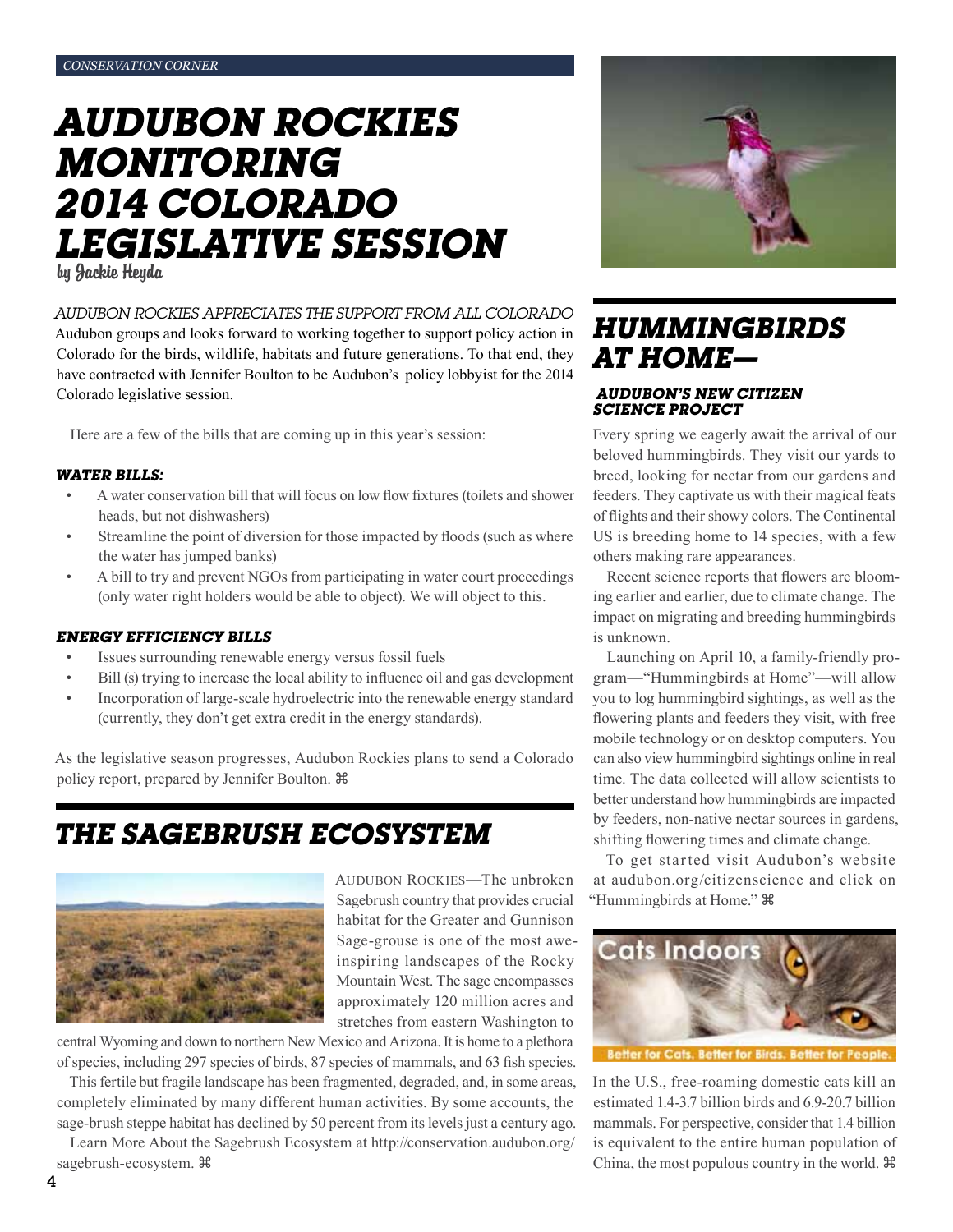CONSERVATION CORNER

# AUDUBON ROCKIES MONITORING 2014 COLORADO LEGISLATIVE SESSION

by Jackie Heyda

AUDUBON ROCKIES APPRECIATES THE SUPPORT FROM ALL COLORADO Audubon groups and looks forward to working together to support policy action in Colorado for the birds, wildlife, habitats and future generations. To that end, they have contracted with Jennifer Boulton to be Audubon's policy lobbyist for the 2014 Colorado legislative session.

Here are a few of the bills that are coming up in this year's session:

### *WATER BILLS:*

- A water conservation bill that will focus on low flow fixtures (toilets and shower heads, but not dishwashers)
- Streamline the point of diversion for those impacted by floods (such as where the water has jumped banks)
- A bill to try and prevent NGOs from participating in water court proceedings (only water right holders would be able to object). We will object to this.

### *ENERGY EFFICIENCY BILLS*

- Issues surrounding renewable energy versus fossil fuels
- Bill (s) trying to increase the local ability to influence oil and gas development
- Incorporation of large-scale hydroelectric into the renewable energy standard (currently, they don't get extra credit in the energy standards).

As the legislative season progresses, Audubon Rockies plans to send a Colorado policy report, prepared by Jennifer Boulton. ⌘

# THE SAGEBRUSH ECOSYSTEM

AUDUBON ROCKIES—The unbroken Sagebrush country that provides crucial habitat for the Greater and Gunnison Sage-grouse is one of the most awe-inspiring landscapes of the Rocky Mountain West. The sage encompasses approximately 120 million acres and stretches from eastern Washington to central Wyoming and down to northern New Mexico and Arizona. It is home to a plethora of species, including 297 species of birds, 87 species of mammals, and 63 fish species.

This fertile but fragile landscape has been fragmented, degraded, and, in some areas, completely eliminated by many different human activities. By some accounts, the sage-brush steppe habitat has declined by 50 percent from its levels just a century ago.

Learn More About the Sagebrush Ecosystem at http://conservation.audubon.org/sagebrush-ecosystem. ⌘

# HUMMINGBIRDS AT HOME—

### AUDUBON'S NEW CITIZEN SCIENCE PROJECT

Every spring we eagerly await the arrival of our beloved hummingbirds. They visit our yards to breed, looking for nectar from our gardens and feeders. They captivate us with their magical feats of flights and their showy colors. The Continental US is breeding home to 14 species, with a few others making rare appearances.

Recent science reports that flowers are blooming earlier and earlier, due to climate change. The impact on migrating and breeding hummingbirds is unknown.

Launching on April 10, a family-friendly program—"Hummingbirds at Home"—will allow you to log hummingbird sightings, as well as the flowering plants and feeders they visit, with free mobile technology or on desktop computers. You can also view hummingbird sightings online in real time. The data collected will allow scientists to better understand how hummingbirds are impacted by feeders, non-native nectar sources in gardens, shifting flowering times and climate change.

To get started visit Audubon's website at audubon.org/citizenscience and click on "Hummingbirds at Home." ⌘

Cats Indoors

Better for Cats. Better for Birds. Better for People.

In the U.S., free-roaming domestic cats kill an estimated 1.4-3.7 billion birds and 6.9-20.7 billion mammals. For perspective, consider that 1.4 billion is equivalent to the entire human population of China, the most populous country in the world. ⌘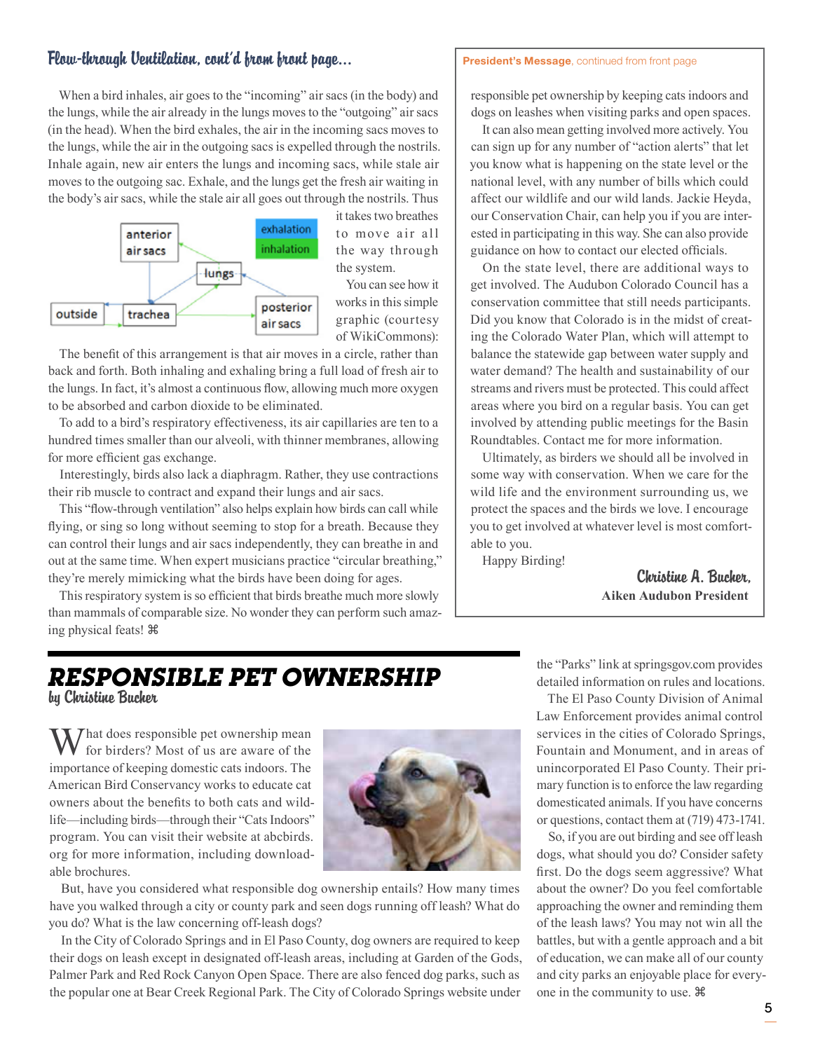## Flow-through Ventilation, cont'd from front page...

When a bird inhales, air goes to the "incoming" air sacs (in the body) and the lungs, while the air already in the lungs moves to the "outgoing" air sacs (in the head). When the bird exhales, the air in the incoming sacs moves to the lungs, while the air in the outgoing sacs is expelled through the nostrils. Inhale again, new air enters the lungs and incoming sacs, while stale air moves to the outgoing sac. Exhale, and the lungs get the fresh air waiting in the body's air sacs, while the stale air all goes out through the nostrils. Thus it takes two breathes to move air all the way through the system.

You can see how it works in this simple graphic (courtesy of WikiCommons):

anterior air sacs — exhalation — inhalation — lungs — outside — trachea — posterior air sacs

The benefit of this arrangement is that air moves in a circle, rather than back and forth. Both inhaling and exhaling bring a full load of fresh air to the lungs. In fact, it's almost a continuous flow, allowing much more oxygen to be absorbed and carbon dioxide to be eliminated.

To add to a bird's respiratory effectiveness, its air capillaries are ten to a hundred times smaller than our alveoli, with thinner membranes, allowing for more efficient gas exchange.

Interestingly, birds also lack a diaphragm. Rather, they use contractions their rib muscle to contract and expand their lungs and air sacs.

This "flow-through ventilation" also helps explain how birds can call while flying, or sing so long without seeming to stop for a breath. Because they can control their lungs and air sacs independently, they can breathe in and out at the same time. When expert musicians practice "circular breathing," they're merely mimicking what the birds have been doing for ages.

This respiratory system is so efficient that birds breathe much more slowly than mammals of comparable size. No wonder they can perform such amazing physical feats! ⌘

**President's Message**, continued from front page

responsible pet ownership by keeping cats indoors and dogs on leashes when visiting parks and open spaces.

It can also mean getting involved more actively. You can sign up for any number of "action alerts" that let you know what is happening on the state level or the national level, with any number of bills which could affect our wildlife and our wild lands. Jackie Heyda, our Conservation Chair, can help you if you are interested in participating in this way. She can also provide guidance on how to contact our elected officials.

On the state level, there are additional ways to get involved. The Audubon Colorado Council has a conservation committee that still needs participants. Did you know that Colorado is in the midst of creating the Colorado Water Plan, which will attempt to balance the statewide gap between water supply and water demand? The health and sustainability of our streams and rivers must be protected. This could affect areas where you bird on a regular basis. You can get involved by attending public meetings for the Basin Roundtables. Contact me for more information.

Ultimately, as birders we should all be involved in some way with conservation. When we care for the wild life and the environment surrounding us, we protect the spaces and the birds we love. I encourage you to get involved at whatever level is most comfortable to you.

Happy Birding!

*Christine A. Bucher,*
**Aiken Audubon President**

# RESPONSIBLE PET OWNERSHIP

*by Christine Bucher*

What does responsible pet ownership mean for birders? Most of us are aware of the importance of keeping domestic cats indoors. The American Bird Conservancy works to educate cat owners about the benefits to both cats and wildlife—including birds—through their "Cats Indoors" program. You can visit their website at abcbirds.org for more information, including downloadable brochures.

But, have you considered what responsible dog ownership entails? How many times have you walked through a city or county park and seen dogs running off leash? What do you do? What is the law concerning off-leash dogs?

In the City of Colorado Springs and in El Paso County, dog owners are required to keep their dogs on leash except in designated off-leash areas, including at Garden of the Gods, Palmer Park and Red Rock Canyon Open Space. There are also fenced dog parks, such as the popular one at Bear Creek Regional Park. The City of Colorado Springs website under the "Parks" link at springsgov.com provides detailed information on rules and locations.

The El Paso County Division of Animal Law Enforcement provides animal control services in the cities of Colorado Springs, Fountain and Monument, and in areas of unincorporated El Paso County. Their primary function is to enforce the law regarding domesticated animals. If you have concerns or questions, contact them at (719) 473-1741.

So, if you are out birding and see off leash dogs, what should you do? Consider safety first. Do the dogs seem aggressive? What about the owner? Do you feel comfortable approaching the owner and reminding them of the leash laws? You may not win all the battles, but with a gentle approach and a bit of education, we can make all of our county and city parks an enjoyable place for everyone in the community to use. ⌘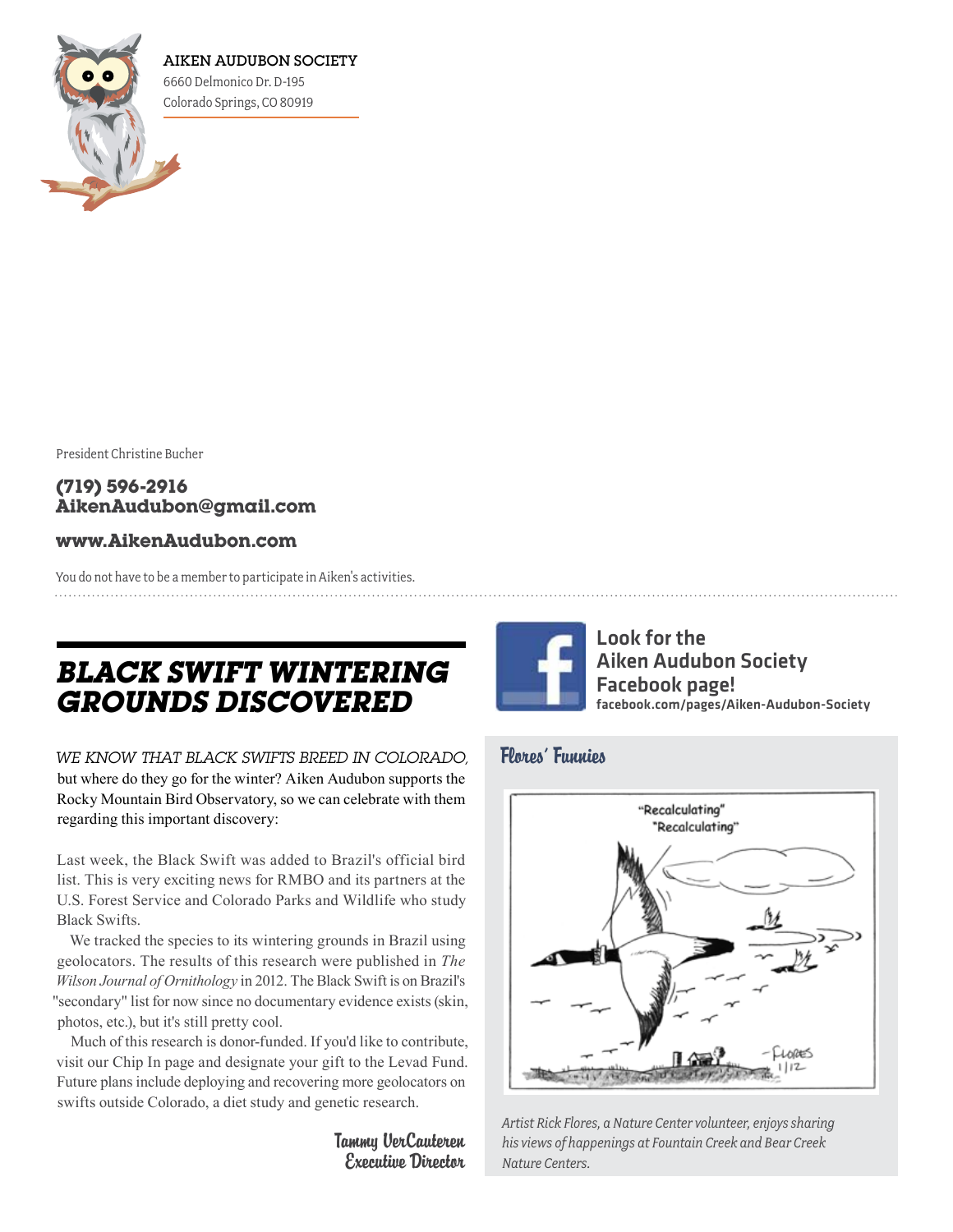AIKEN AUDUBON SOCIETY
6660 Delmonico Dr. D-195
Colorado Springs, CO 80919

President Christine Bucher

**(719) 596-2916**
**AikenAudubon@gmail.com**

**www.AikenAudubon.com**

You do not have to be a member to participate in Aiken's activities.

# BLACK SWIFT WINTERING GROUNDS DISCOVERED

WE KNOW THAT BLACK SWIFTS BREED IN COLORADO, but where do they go for the winter? Aiken Audubon supports the Rocky Mountain Bird Observatory, so we can celebrate with them regarding this important discovery:

Last week, the Black Swift was added to Brazil's official bird list. This is very exciting news for RMBO and its partners at the U.S. Forest Service and Colorado Parks and Wildlife who study Black Swifts.

We tracked the species to its wintering grounds in Brazil using geolocators. The results of this research were published in *The Wilson Journal of Ornithology* in 2012. The Black Swift is on Brazil's "secondary" list for now since no documentary evidence exists (skin, photos, etc.), but it's still pretty cool.

Much of this research is donor-funded. If you'd like to contribute, visit our Chip In page and designate your gift to the Levad Fund. Future plans include deploying and recovering more geolocators on swifts outside Colorado, a diet study and genetic research.

Tammy VerCauteren
Executive Director

**Look for the Aiken Audubon Society Facebook page!**
facebook.com/pages/Aiken-Audubon-Society

## Flores' Funnies

*Artist Rick Flores, a Nature Center volunteer, enjoys sharing his views of happenings at Fountain Creek and Bear Creek Nature Centers.*